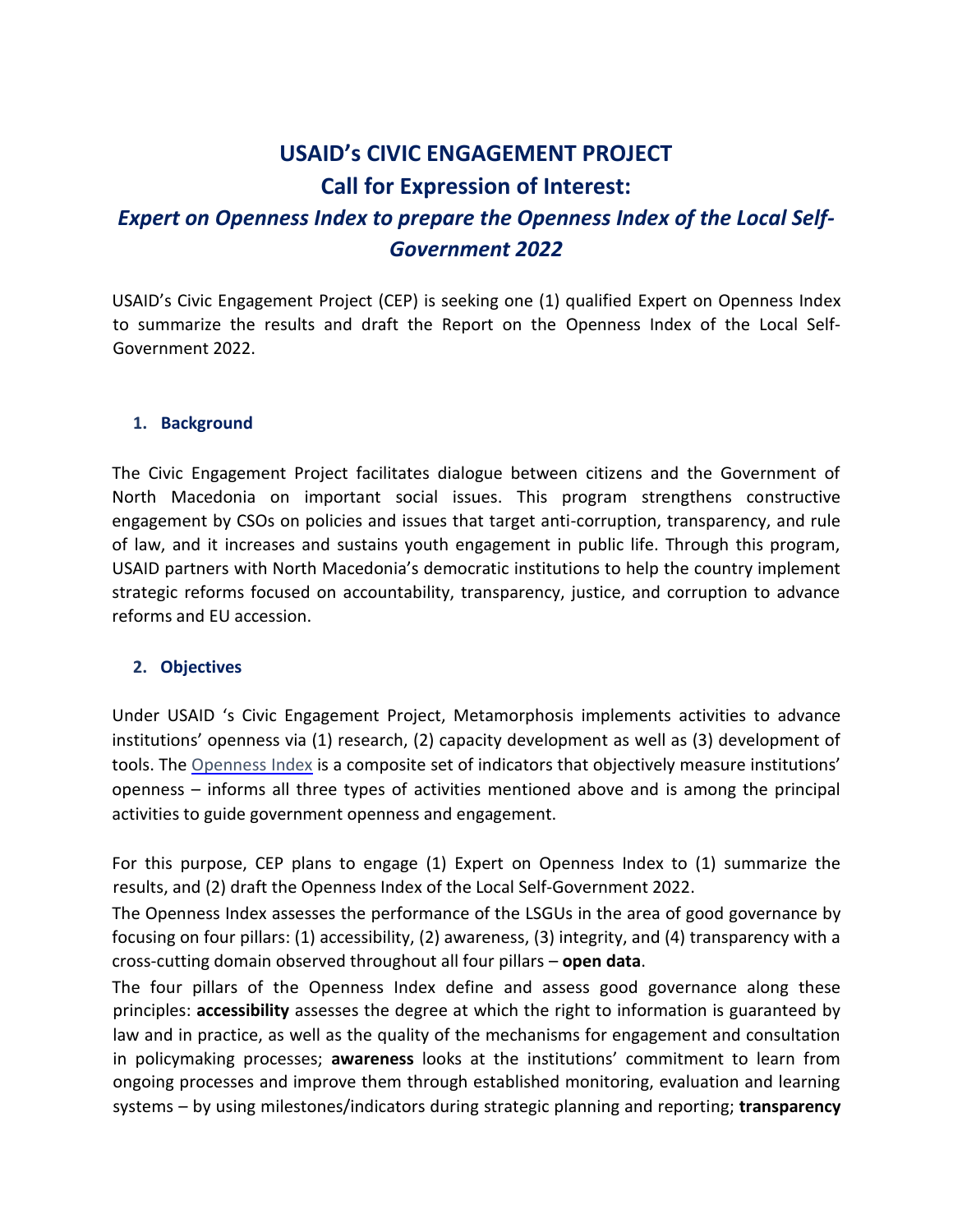# USAID's CIVIC ENGAGEMENT PROJECT

## Call for Expression of Interest:

### *Expert on Openness Index to prepare the Openness Index of the Local Self-Government 2022*

USAID's Civic Engagement Project (CEP) is seeking one (1) qualified Expert on Openness Index to summarize the results and draft the Report on the Openness Index of the Local Self-Government 2022.

1. **Background**

The Civic Engagement Project facilitates dialogue between citizens and the Government of North Macedonia on important social issues. This program strengthens constructive engagement by CSOs on policies and issues that target anti-corruption, transparency, and rule of law, and it increases and sustains youth engagement in public life. Through this program, USAID partners with North Macedonia's democratic institutions to help the country implement strategic reforms focused on accountability, transparency, justice, and corruption to advance reforms and EU accession.

2. **Objectives**

Under USAID 's Civic Engagement Project, Metamorphosis implements activities to advance institutions' openness via (1) research, (2) capacity development as well as (3) development of tools. The Openness Index is a composite set of indicators that objectively measure institutions' openness – informs all three types of activities mentioned above and is among the principal activities to guide government openness and engagement.

For this purpose, CEP plans to engage (1) Expert on Openness Index to (1) summarize the results, and (2) draft the Openness Index of the Local Self-Government 2022.

The Openness Index assesses the performance of the LSGUs in the area of good governance by focusing on four pillars: (1) accessibility, (2) awareness, (3) integrity, and (4) transparency with a cross-cutting domain observed throughout all four pillars – **open data**.

The four pillars of the Openness Index define and assess good governance along these principles: **accessibility** assesses the degree at which the right to information is guaranteed by law and in practice, as well as the quality of the mechanisms for engagement and consultation in policymaking processes; **awareness** looks at the institutions' commitment to learn from ongoing processes and improve them through established monitoring, evaluation and learning systems – by using milestones/indicators during strategic planning and reporting; **transparency**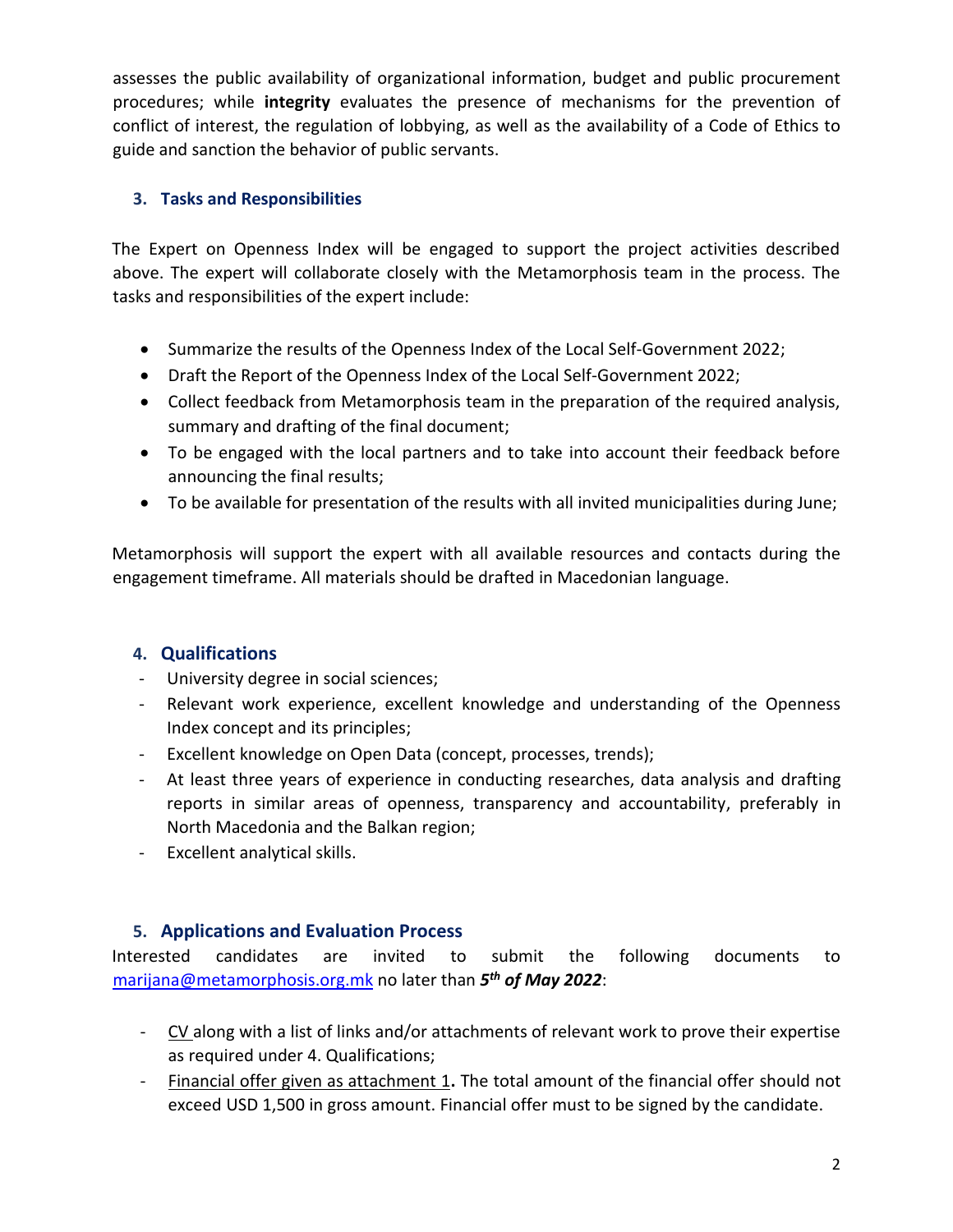assesses the public availability of organizational information, budget and public procurement procedures; while **integrity** evaluates the presence of mechanisms for the prevention of conflict of interest, the regulation of lobbying, as well as the availability of a Code of Ethics to guide and sanction the behavior of public servants.

### 3. Tasks and Responsibilities

The Expert on Openness Index will be engaged to support the project activities described above. The expert will collaborate closely with the Metamorphosis team in the process. The tasks and responsibilities of the expert include:

- Summarize the results of the Openness Index of the Local Self-Government 2022;
- Draft the Report of the Openness Index of the Local Self-Government 2022;
- Collect feedback from Metamorphosis team in the preparation of the required analysis, summary and drafting of the final document;
- To be engaged with the local partners and to take into account their feedback before announcing the final results;
- To be available for presentation of the results with all invited municipalities during June;

Metamorphosis will support the expert with all available resources and contacts during the engagement timeframe. All materials should be drafted in Macedonian language.

## 4. Qualifications

- University degree in social sciences;
- Relevant work experience, excellent knowledge and understanding of the Openness Index concept and its principles;
- Excellent knowledge on Open Data (concept, processes, trends);
- At least three years of experience in conducting researches, data analysis and drafting reports in similar areas of openness, transparency and accountability, preferably in North Macedonia and the Balkan region;
- Excellent analytical skills.

## 5. Applications and Evaluation Process

Interested candidates are invited to submit the following documents to marijana@metamorphosis.org.mk no later than ***5th of May 2022***:

- CV along with a list of links and/or attachments of relevant work to prove their expertise as required under 4. Qualifications;
- Financial offer given as attachment 1**.** The total amount of the financial offer should not exceed USD 1,500 in gross amount. Financial offer must to be signed by the candidate.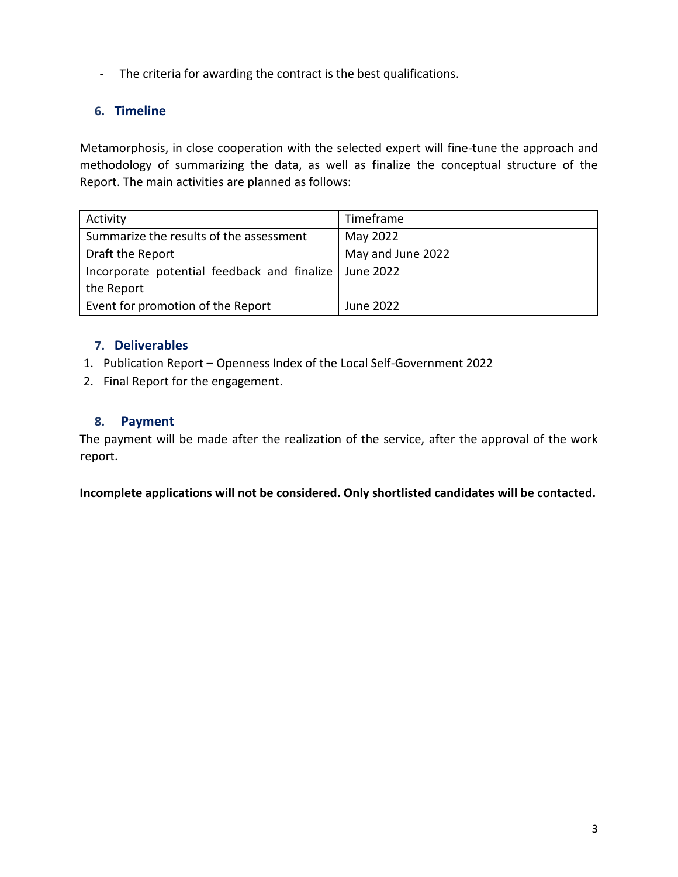- The criteria for awarding the contract is the best qualifications.

## 6. Timeline

Metamorphosis, in close cooperation with the selected expert will fine-tune the approach and methodology of summarizing the data, as well as finalize the conceptual structure of the Report. The main activities are planned as follows:

| Activity | Timeframe |
|---|---|
| Summarize the results of the assessment | May 2022 |
| Draft the Report | May and June 2022 |
| Incorporate potential feedback and finalize the Report | June 2022 |
| Event for promotion of the Report | June 2022 |

## 7. Deliverables

1. Publication Report – Openness Index of the Local Self-Government 2022
2. Final Report for the engagement.

## 8. Payment

The payment will be made after the realization of the service, after the approval of the work report.

**Incomplete applications will not be considered. Only shortlisted candidates will be contacted.**